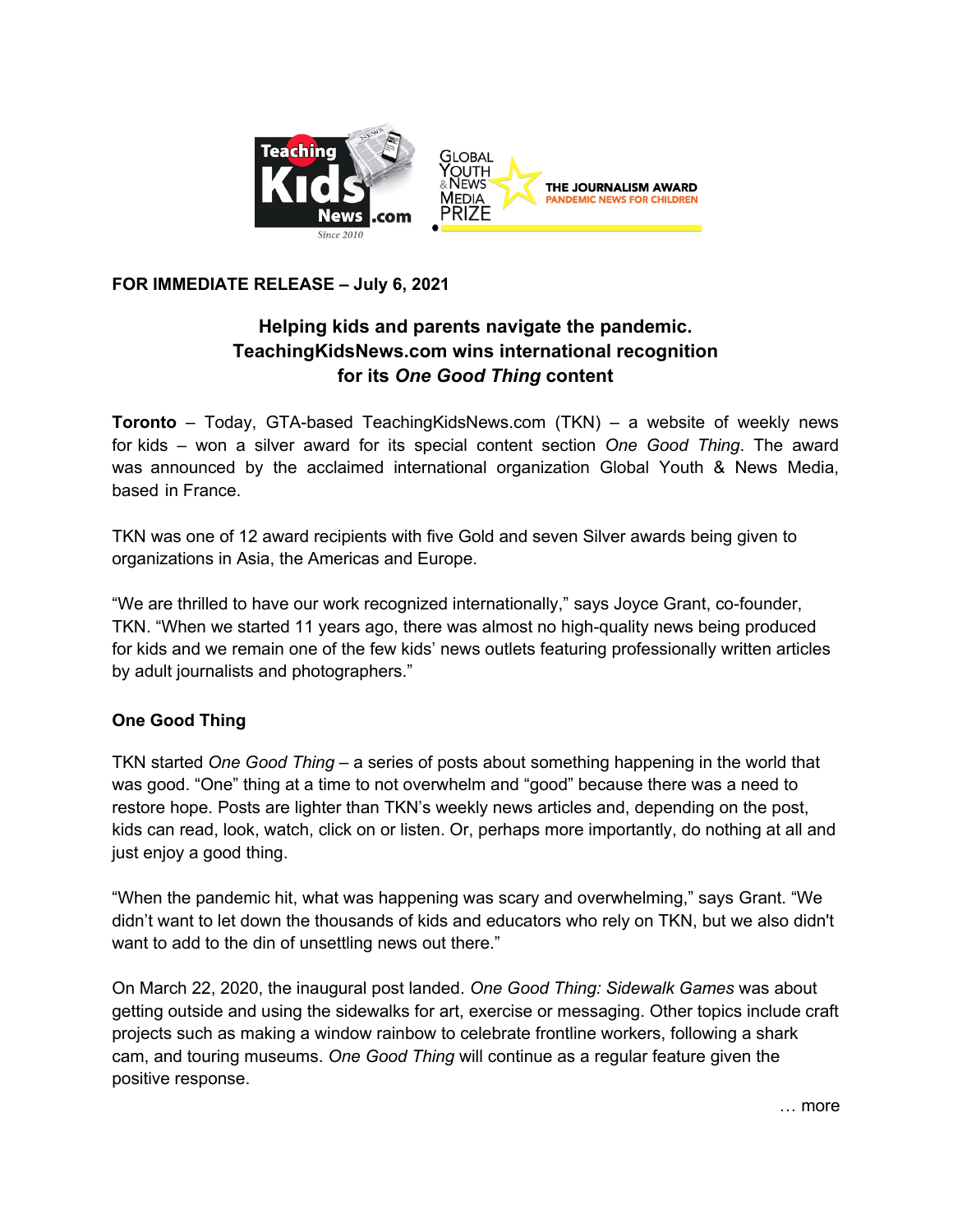**FOR IMMEDIATE RELEASE – July 6, 2021**

## Helping kids and parents navigate the pandemic. TeachingKidsNews.com wins international recognition for its *One Good Thing* content

**Toronto** – Today, GTA-based TeachingKidsNews.com (TKN) – a website of weekly news for kids – won a silver award for its special content section *One Good Thing*. The award was announced by the acclaimed international organization Global Youth & News Media, based in France.

TKN was one of 12 award recipients with five Gold and seven Silver awards being given to organizations in Asia, the Americas and Europe.

"We are thrilled to have our work recognized internationally," says Joyce Grant, co-founder, TKN. "When we started 11 years ago, there was almost no high-quality news being produced for kids and we remain one of the few kids' news outlets featuring professionally written articles by adult journalists and photographers."

### One Good Thing

TKN started *One Good Thing* – a series of posts about something happening in the world that was good. "One" thing at a time to not overwhelm and "good" because there was a need to restore hope. Posts are lighter than TKN's weekly news articles and, depending on the post, kids can read, look, watch, click on or listen. Or, perhaps more importantly, do nothing at all and just enjoy a good thing.

"When the pandemic hit, what was happening was scary and overwhelming," says Grant. "We didn't want to let down the thousands of kids and educators who rely on TKN, but we also didn't want to add to the din of unsettling news out there."

On March 22, 2020, the inaugural post landed. *One Good Thing: Sidewalk Games* was about getting outside and using the sidewalks for art, exercise or messaging. Other topics include craft projects such as making a window rainbow to celebrate frontline workers, following a shark cam, and touring museums. *One Good Thing* will continue as a regular feature given the positive response.

… more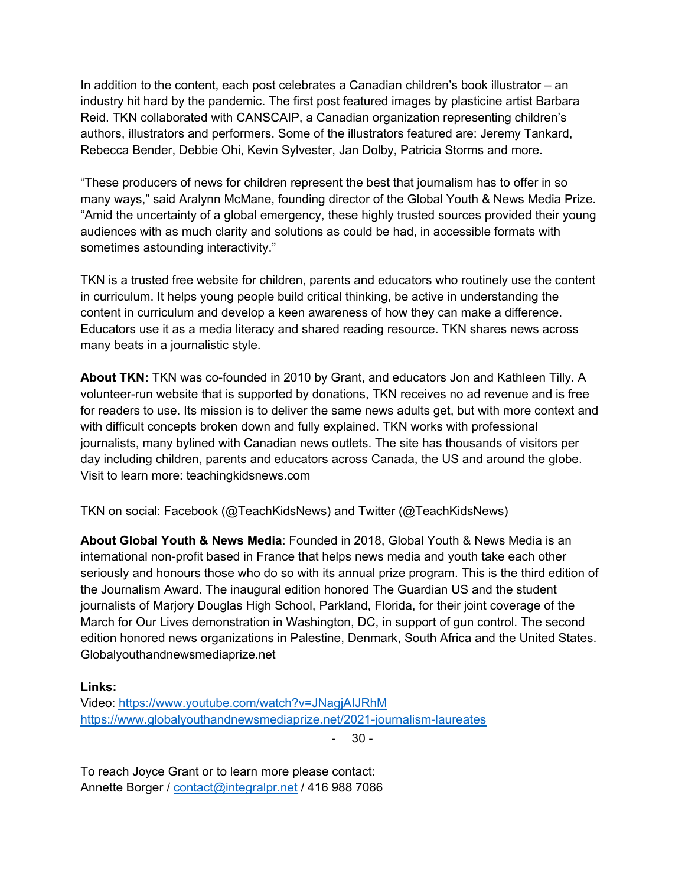In addition to the content, each post celebrates a Canadian children's book illustrator – an industry hit hard by the pandemic. The first post featured images by plasticine artist Barbara Reid. TKN collaborated with CANSCAIP, a Canadian organization representing children's authors, illustrators and performers. Some of the illustrators featured are: Jeremy Tankard, Rebecca Bender, Debbie Ohi, Kevin Sylvester, Jan Dolby, Patricia Storms and more.

"These producers of news for children represent the best that journalism has to offer in so many ways," said Aralynn McMane, founding director of the Global Youth & News Media Prize. "Amid the uncertainty of a global emergency, these highly trusted sources provided their young audiences with as much clarity and solutions as could be had, in accessible formats with sometimes astounding interactivity."

TKN is a trusted free website for children, parents and educators who routinely use the content in curriculum. It helps young people build critical thinking, be active in understanding the content in curriculum and develop a keen awareness of how they can make a difference. Educators use it as a media literacy and shared reading resource. TKN shares news across many beats in a journalistic style.

**About TKN:** TKN was co-founded in 2010 by Grant, and educators Jon and Kathleen Tilly. A volunteer-run website that is supported by donations, TKN receives no ad revenue and is free for readers to use. Its mission is to deliver the same news adults get, but with more context and with difficult concepts broken down and fully explained. TKN works with professional journalists, many bylined with Canadian news outlets. The site has thousands of visitors per day including children, parents and educators across Canada, the US and around the globe. Visit to learn more: teachingkidsnews.com

TKN on social: Facebook (@TeachKidsNews) and Twitter (@TeachKidsNews)

**About Global Youth & News Media**: Founded in 2018, Global Youth & News Media is an international non-profit based in France that helps news media and youth take each other seriously and honours those who do so with its annual prize program. This is the third edition of the Journalism Award. The inaugural edition honored The Guardian US and the student journalists of Marjory Douglas High School, Parkland, Florida, for their joint coverage of the March for Our Lives demonstration in Washington, DC, in support of gun control. The second edition honored news organizations in Palestine, Denmark, South Africa and the United States. Globalyouthandnewsmediaprize.net

**Links:**
Video: https://www.youtube.com/watch?v=JNagjAIJRhM
https://www.globalyouthandnewsmediaprize.net/2021-journalism-laureates

- 30 -

To reach Joyce Grant or to learn more please contact:
Annette Borger / contact@integralpr.net / 416 988 7086